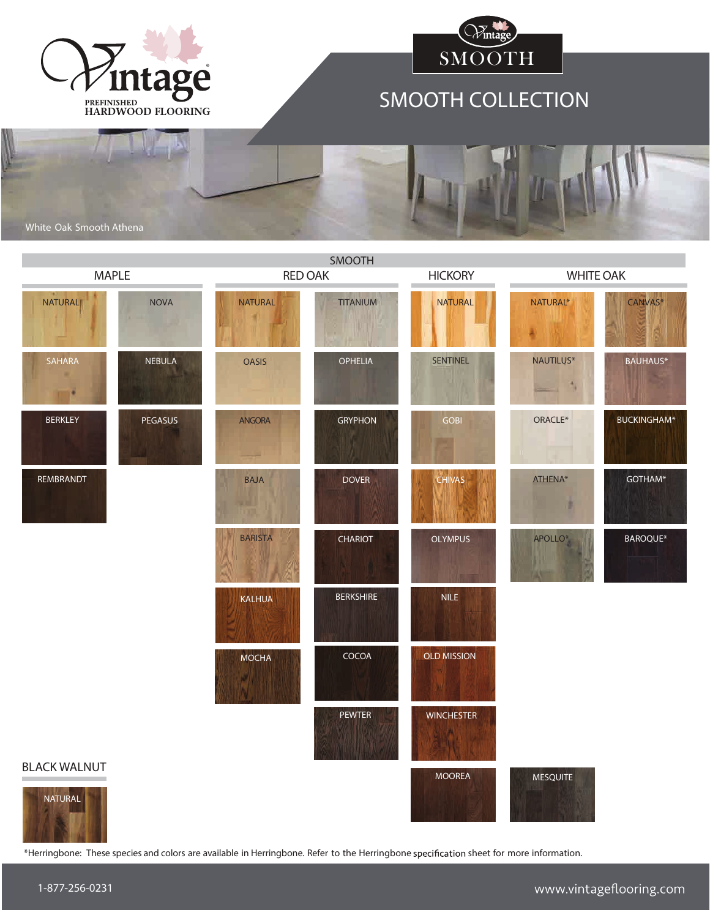# Vintage Prefinished Hardwood Flooring

## Vintage SMOOTH

## SMOOTH COLLECTION

White Oak Smooth Athena

### SMOOTH

| MAPLE | | RED OAK | | HICKORY | WHITE OAK | |
|---|---|---|---|---|---|---|
| NATURAL | NOVA | NATURAL | TITANIUM | NATURAL | NATURAL* | CANVAS* |
| SAHARA | NEBULA | OASIS | OPHELIA | SENTINEL | NAUTILUS* | BAUHAUS* |
| BERKLEY | PEGASUS | ANGORA | GRYPHON | GOBI | ORACLE* | BUCKINGHAM* |
| REMBRANDT | | BAJA | DOVER | CHIVAS | ATHENA* | GOTHAM* |
| | | BARISTA | CHARIOT | OLYMPUS | APOLLO* | BAROQUE* |
| | | KALHUA | BERKSHIRE | NILE | | |
| | | MOCHA | COCOA | OLD MISSION | | |
| | | | PEWTER | WINCHESTER | | |
| | | | | MOOREA | MESQUITE | |

### BLACK WALNUT

- NATURAL

*Herringbone: These species and colors are available in Herringbone. Refer to the Herringbone specification sheet for more information.

1-877-256-0231

www.vintageflooring.com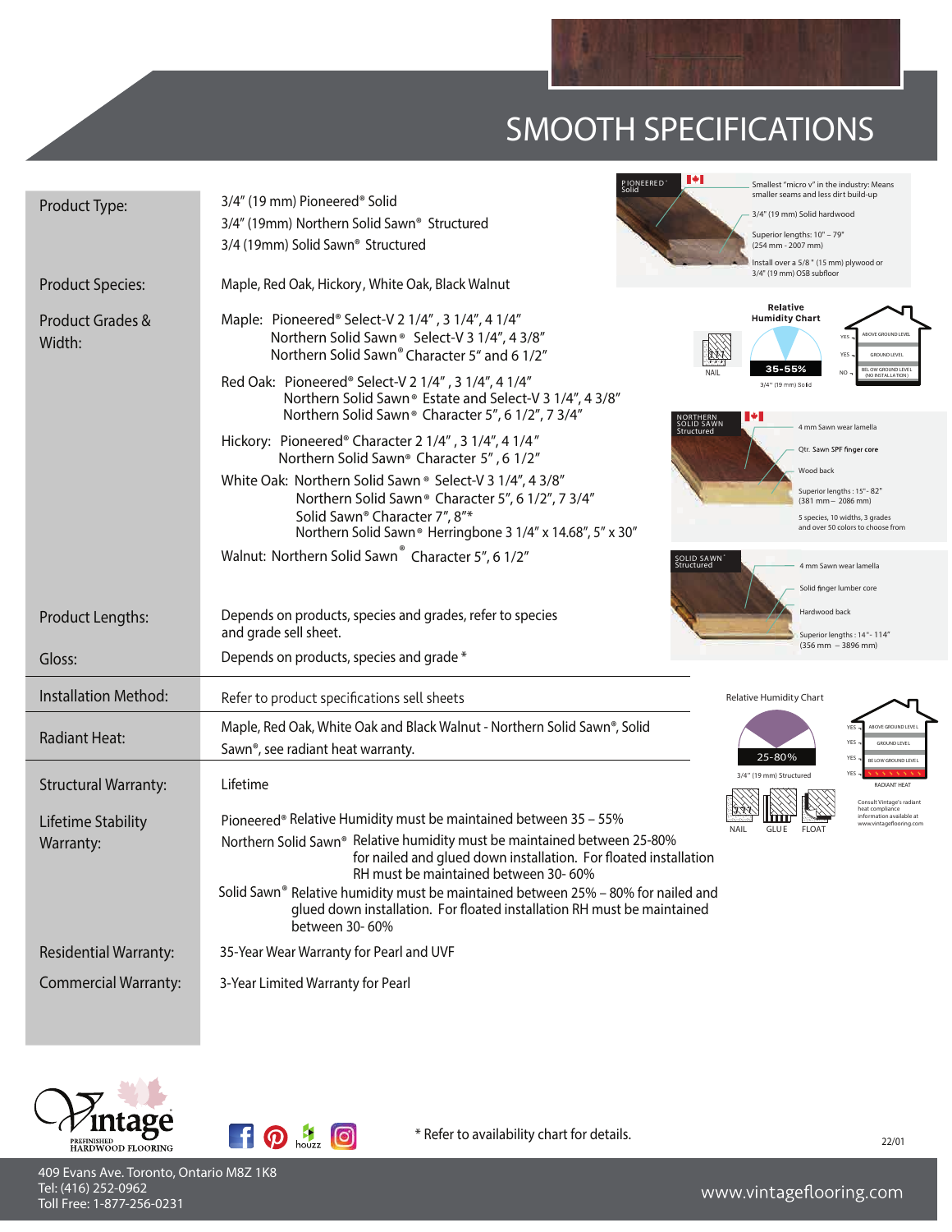# SMOOTH SPECIFICATIONS

| | |
|---|---|
| Product Type: | 3/4″ (19 mm) Pioneered® Solid<br>3/4″ (19mm) Northern Solid Sawn® Structured<br>3/4 (19mm) Solid Sawn® Structured |
| Product Species: | Maple, Red Oak, Hickory, White Oak, Black Walnut |
| Product Grades & Width: | Maple: Pioneered® Select-V 2 1/4″ , 3 1/4″, 4 1/4″<br>Northern Solid Sawn® Select-V 3 1/4″, 4 3/8″<br>Northern Solid Sawn® Character 5″ and 6 1/2″<br><br>Red Oak: Pioneered® Select-V 2 1/4″ , 3 1/4″, 4 1/4″<br>Northern Solid Sawn® Estate and Select-V 3 1/4″, 4 3/8″<br>Northern Solid Sawn® Character 5″, 6 1/2″, 7 3/4″<br><br>Hickory: Pioneered® Character 2 1/4″ , 3 1/4″, 4 1/4″<br>Northern Solid Sawn® Character 5″ , 6 1/2″<br><br>White Oak: Northern Solid Sawn® Select-V 3 1/4″, 4 3/8″<br>Northern Solid Sawn® Character 5″, 6 1/2″, 7 3/4″<br>Solid Sawn® Character 7″, 8″*<br>Northern Solid Sawn® Herringbone 3 1/4″ x 14.68″, 5″ x 30″<br><br>Walnut: Northern Solid Sawn® Character 5″, 6 1/2″ |
| Product Lengths: | Depends on products, species and grades, refer to species and grade sell sheet. |
| Gloss: | Depends on products, species and grade * |
| Installation Method: | Refer to product specifications sell sheets |
| Radiant Heat: | Maple, Red Oak, White Oak and Black Walnut - Northern Solid Sawn®, Solid Sawn®, see radiant heat warranty. |
| Structural Warranty: | Lifetime |
| Lifetime Stability Warranty: | Pioneered® Relative Humidity must be maintained between 35 – 55%<br>Northern Solid Sawn® Relative humidity must be maintained between 25-80% for nailed and glued down installation. For floated installation RH must be maintained between 30- 60%<br>Solid Sawn® Relative humidity must be maintained between 25% – 80% for nailed and glued down installation. For floated installation RH must be maintained between 30- 60% |
| Residential Warranty: | 35-Year Wear Warranty for Pearl and UVF |
| Commercial Warranty: | 3-Year Limited Warranty for Pearl |

PIONEERED® Solid
- Smallest "micro v" in the industry: Means smaller seams and less dirt build-up
- 3/4" (19 mm) Solid hardwood
- Superior lengths: 10" – 79" (254 mm - 2007 mm)
- Install over a 5/8" (15 mm) plywood or 3/4" (19 mm) OSB subfloor

Relative Humidity Chart
35-55%
3/4" (19 mm) Solid
NAIL
YES – ABOVE GROUND LEVEL
YES – GROUND LEVEL
NO – BELOW GROUND LEVEL (NO INSTALLATION)

NORTHERN SOLID SAWN Structured
- 4 mm Sawn wear lamella
- Qtr. Sawn SPF finger core
- Wood back
- Superior lengths : 15"- 82" (381 mm – 2086 mm)
- 5 species, 10 widths, 3 grades and over 50 colors to choose from

SOLID SAWN® Structured
- 4 mm Sawn wear lamella
- Solid finger lumber core
- Hardwood back
- Superior lengths : 14"- 114" (356 mm – 3896 mm)

Relative Humidity Chart
25-80%
3/4" (19 mm) Structured
NAIL GLUE FLOAT
YES – ABOVE GROUND LEVEL
YES – GROUND LEVEL
YES – BELOW GROUND LEVEL
YES – RADIANT HEAT
Consult Vintage's radiant heat compliance information available at www.vintageflooring.com

* Refer to availability chart for details.

22/01

Vintage PREFINISHED HARDWOOD FLOORING

409 Evans Ave. Toronto, Ontario M8Z 1K8
Tel: (416) 252-0962
Toll Free: 1-877-256-0231

www.vintageflooring.com